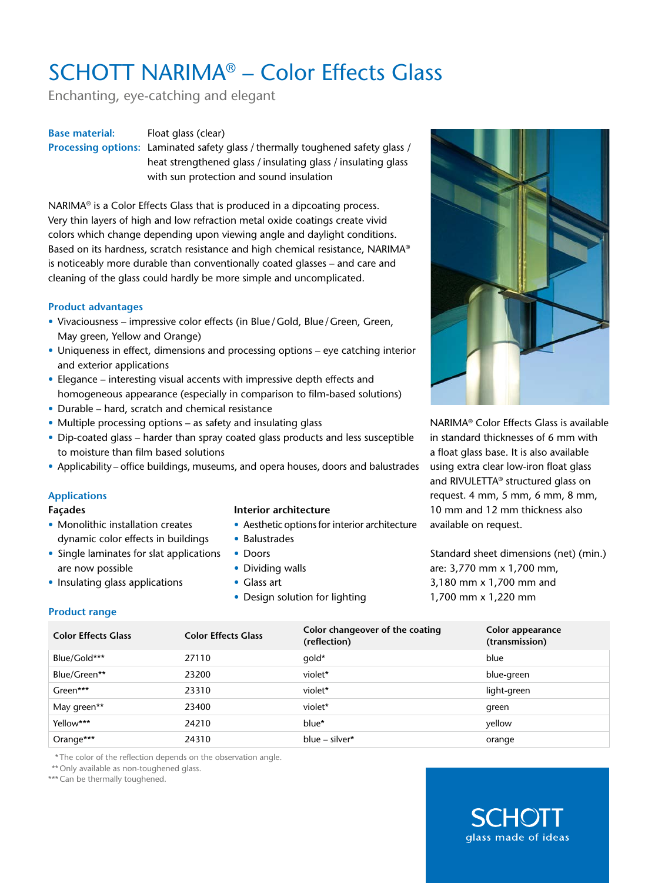# SCHOTT NARIMA® – Color Effects Glass

Enchanting, eye-catching and elegant

**Base material:** Float glass (clear)
**Processing options:** Laminated safety glass / thermally toughened safety glass / heat strengthened glass / insulating glass / insulating glass with sun protection and sound insulation

NARIMA® is a Color Effects Glass that is produced in a dipcoating process. Very thin layers of high and low refraction metal oxide coatings create vivid colors which change depending upon viewing angle and daylight conditions. Based on its hardness, scratch resistance and high chemical resistance, NARIMA® is noticeably more durable than conventionally coated glasses – and care and cleaning of the glass could hardly be more simple and uncomplicated.

## Product advantages

- Vivaciousness – impressive color effects (in Blue / Gold, Blue / Green, Green, May green, Yellow and Orange)
- Uniqueness in effect, dimensions and processing options – eye catching interior and exterior applications
- Elegance – interesting visual accents with impressive depth effects and homogeneous appearance (especially in comparison to film-based solutions)
- Durable – hard, scratch and chemical resistance
- Multiple processing options – as safety and insulating glass
- Dip-coated glass – harder than spray coated glass products and less susceptible to moisture than film based solutions
- Applicability – office buildings, museums, and opera houses, doors and balustrades

## Applications

### Façades

- Monolithic installation creates dynamic color effects in buildings
- Single laminates for slat applications are now possible
- Insulating glass applications

### Interior architecture

- Aesthetic options for interior architecture
- Balustrades
- Doors
- Dividing walls
- Glass art
- Design solution for lighting

NARIMA® Color Effects Glass is available in standard thicknesses of 6 mm with a float glass base. It is also available using extra clear low-iron float glass and RIVULETTA® structured glass on request. 4 mm, 5 mm, 6 mm, 8 mm, 10 mm and 12 mm thickness also available on request.

Standard sheet dimensions (net) (min.) are: 3,770 mm x 1,700 mm, 3,180 mm x 1,700 mm and 1,700 mm x 1,220 mm

## Product range

| Color Effects Glass | Color Effects Glass | Color changeover of the coating (reflection) | Color appearance (transmission) |
|---|---|---|---|
| Blue/Gold*** | 27110 | gold* | blue |
| Blue/Green** | 23200 | violet* | blue-green |
| Green*** | 23310 | violet* | light-green |
| May green** | 23400 | violet* | green |
| Yellow*** | 24210 | blue* | yellow |
| Orange*** | 24310 | blue – silver* | orange |

*The color of the reflection depends on the observation angle.
**Only available as non-toughened glass.
***Can be thermally toughened.

SCHOTT
glass made of ideas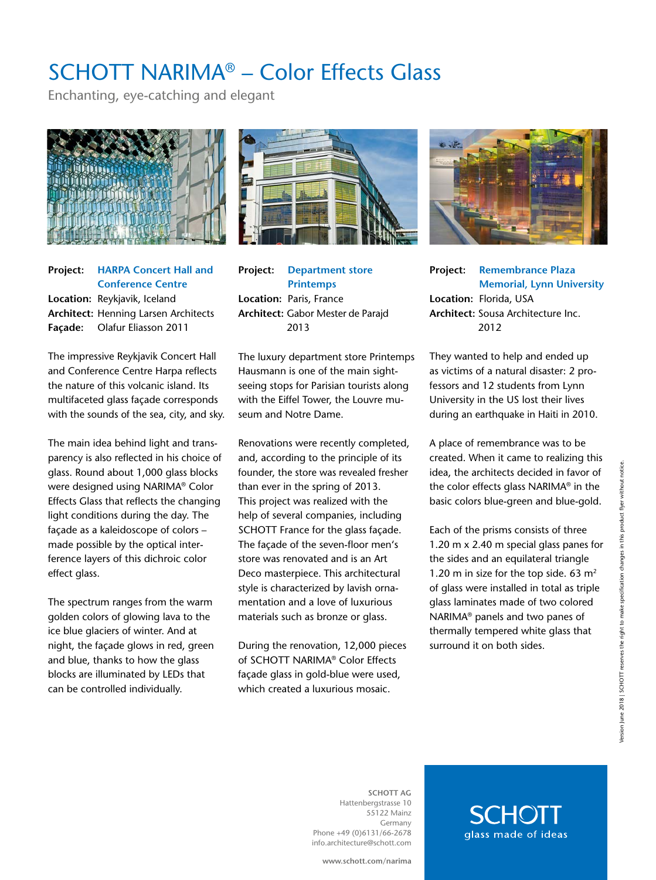# SCHOTT NARIMA® – Color Effects Glass

Enchanting, eye-catching and elegant

**Project:** **HARPA Concert Hall and Conference Centre**
**Location:** Reykjavik, Iceland
**Architect:** Henning Larsen Architects
**Façade:** Olafur Eliasson 2011

The impressive Reykjavik Concert Hall and Conference Centre Harpa reflects the nature of this volcanic island. Its multifaceted glass façade corresponds with the sounds of the sea, city, and sky.

The main idea behind light and transparency is also reflected in his choice of glass. Round about 1,000 glass blocks were designed using NARIMA® Color Effects Glass that reflects the changing light conditions during the day. The façade as a kaleidoscope of colors – made possible by the optical interference layers of this dichroic color effect glass.

The spectrum ranges from the warm golden colors of glowing lava to the ice blue glaciers of winter. And at night, the façade glows in red, green and blue, thanks to how the glass blocks are illuminated by LEDs that can be controlled individually.

**Project:** **Department store Printemps**
**Location:** Paris, France
**Architect:** Gabor Mester de Parajd 2013

The luxury department store Printemps Hausmann is one of the main sightseeing stops for Parisian tourists along with the Eiffel Tower, the Louvre museum and Notre Dame.

Renovations were recently completed, and, according to the principle of its founder, the store was revealed fresher than ever in the spring of 2013. This project was realized with the help of several companies, including SCHOTT France for the glass façade. The façade of the seven-floor men's store was renovated and is an Art Deco masterpiece. This architectural style is characterized by lavish ornamentation and a love of luxurious materials such as bronze or glass.

During the renovation, 12,000 pieces of SCHOTT NARIMA® Color Effects façade glass in gold-blue were used, which created a luxurious mosaic.

**Project:** **Remembrance Plaza Memorial, Lynn University**
**Location:** Florida, USA
**Architect:** Sousa Architecture Inc. 2012

They wanted to help and ended up as victims of a natural disaster: 2 professors and 12 students from Lynn University in the US lost their lives during an earthquake in Haiti in 2010.

A place of remembrance was to be created. When it came to realizing this idea, the architects decided in favor of the color effects glass NARIMA® in the basic colors blue-green and blue-gold.

Each of the prisms consists of three 1.20 m x 2.40 m special glass panes for the sides and an equilateral triangle 1.20 m in size for the top side. 63 $m^2$ of glass were installed in total as triple glass laminates made of two colored NARIMA® panels and two panes of thermally tempered white glass that surround it on both sides.

Version June 2018 | SCHOTT reserves the right to make specification changes in this product flyer without notice.

**SCHOTT AG**
Hattenbergstrasse 10
55122 Mainz
Germany
Phone +49 (0)6131/66-2678
info.architecture@schott.com

www.schott.com/narima

SCHOTT
glass made of ideas